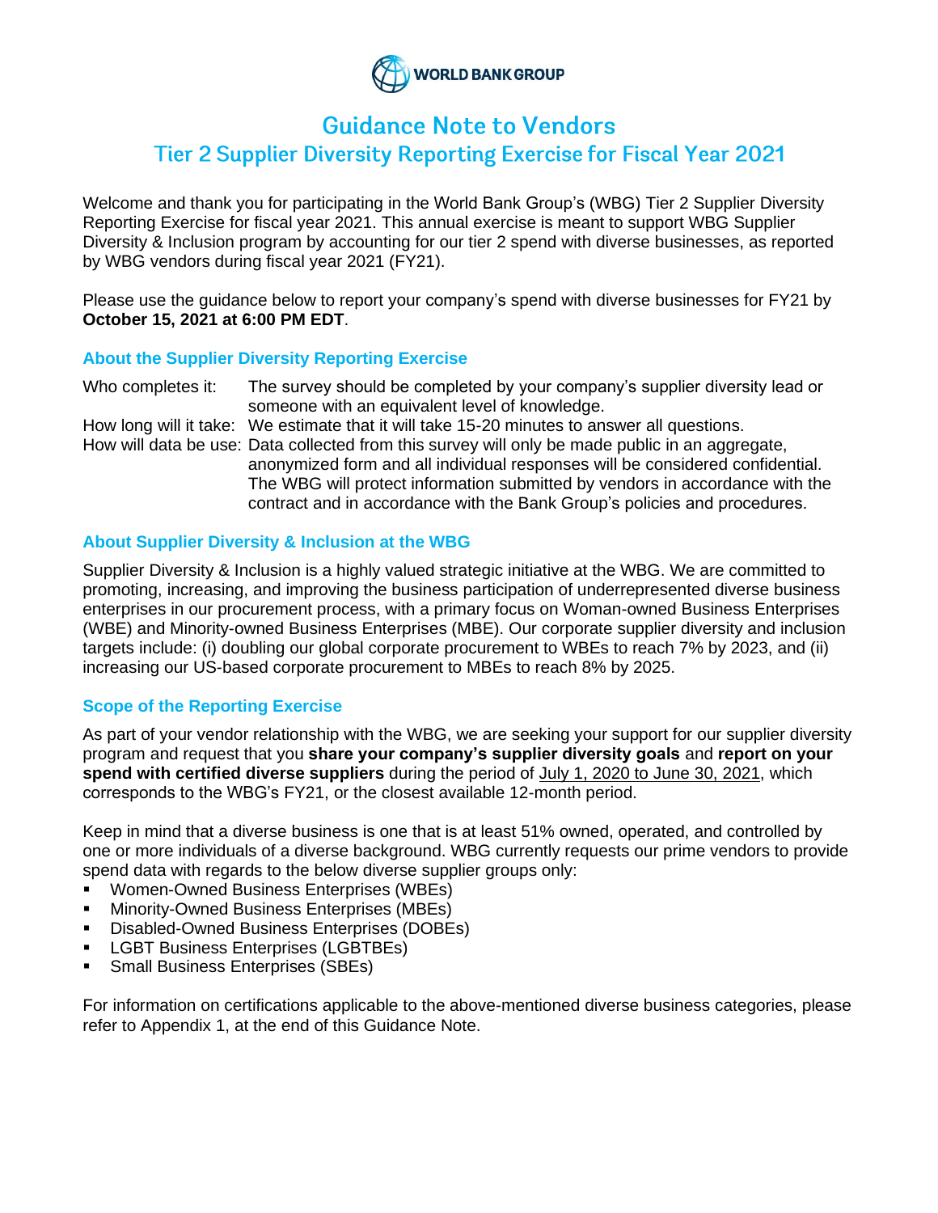WORLD BANK GROUP

# Guidance Note to Vendors

## Tier 2 Supplier Diversity Reporting Exercise for Fiscal Year 2021

Welcome and thank you for participating in the World Bank Group's (WBG) Tier 2 Supplier Diversity Reporting Exercise for fiscal year 2021. This annual exercise is meant to support WBG Supplier Diversity & Inclusion program by accounting for our tier 2 spend with diverse businesses, as reported by WBG vendors during fiscal year 2021 (FY21).

Please use the guidance below to report your company's spend with diverse businesses for FY21 by **October 15, 2021 at 6:00 PM EDT**.

### About the Supplier Diversity Reporting Exercise

| | |
|---|---|
| Who completes it: | The survey should be completed by your company's supplier diversity lead or someone with an equivalent level of knowledge. |
| How long will it take: | We estimate that it will take 15-20 minutes to answer all questions. |
| How will data be use: | Data collected from this survey will only be made public in an aggregate, anonymized form and all individual responses will be considered confidential. The WBG will protect information submitted by vendors in accordance with the contract and in accordance with the Bank Group's policies and procedures. |

### About Supplier Diversity & Inclusion at the WBG

Supplier Diversity & Inclusion is a highly valued strategic initiative at the WBG. We are committed to promoting, increasing, and improving the business participation of underrepresented diverse business enterprises in our procurement process, with a primary focus on Woman-owned Business Enterprises (WBE) and Minority-owned Business Enterprises (MBE). Our corporate supplier diversity and inclusion targets include: (i) doubling our global corporate procurement to WBEs to reach 7% by 2023, and (ii) increasing our US-based corporate procurement to MBEs to reach 8% by 2025.

### Scope of the Reporting Exercise

As part of your vendor relationship with the WBG, we are seeking your support for our supplier diversity program and request that you **share your company's supplier diversity goals** and **report on your spend with certified diverse suppliers** during the period of July 1, 2020 to June 30, 2021, which corresponds to the WBG's FY21, or the closest available 12-month period.

Keep in mind that a diverse business is one that is at least 51% owned, operated, and controlled by one or more individuals of a diverse background. WBG currently requests our prime vendors to provide spend data with regards to the below diverse supplier groups only:

- Women-Owned Business Enterprises (WBEs)
- Minority-Owned Business Enterprises (MBEs)
- Disabled-Owned Business Enterprises (DOBEs)
- LGBT Business Enterprises (LGBTBEs)
- Small Business Enterprises (SBEs)

For information on certifications applicable to the above-mentioned diverse business categories, please refer to Appendix 1, at the end of this Guidance Note.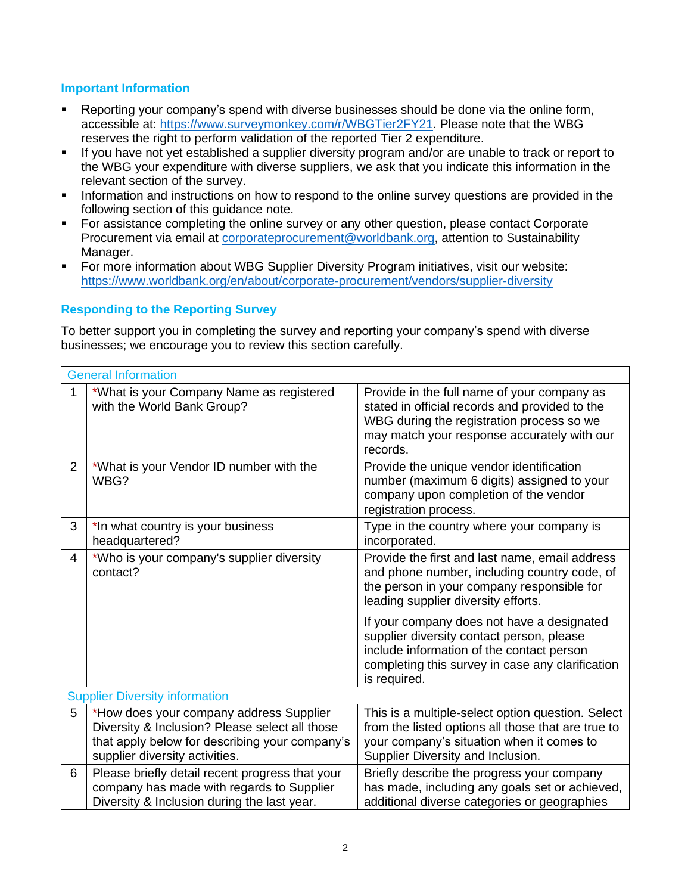## Important Information

- Reporting your company's spend with diverse businesses should be done via the online form, accessible at: https://www.surveymonkey.com/r/WBGTier2FY21. Please note that the WBG reserves the right to perform validation of the reported Tier 2 expenditure.
- If you have not yet established a supplier diversity program and/or are unable to track or report to the WBG your expenditure with diverse suppliers, we ask that you indicate this information in the relevant section of the survey.
- Information and instructions on how to respond to the online survey questions are provided in the following section of this guidance note.
- For assistance completing the online survey or any other question, please contact Corporate Procurement via email at corporateprocurement@worldbank.org, attention to Sustainability Manager.
- For more information about WBG Supplier Diversity Program initiatives, visit our website: https://www.worldbank.org/en/about/corporate-procurement/vendors/supplier-diversity

## Responding to the Reporting Survey

To better support you in completing the survey and reporting your company's spend with diverse businesses; we encourage you to review this section carefully.

| General Information | | |
|---|---|---|
| 1 | *What is your Company Name as registered with the World Bank Group? | Provide in the full name of your company as stated in official records and provided to the WBG during the registration process so we may match your response accurately with our records. |
| 2 | *What is your Vendor ID number with the WBG? | Provide the unique vendor identification number (maximum 6 digits) assigned to your company upon completion of the vendor registration process. |
| 3 | *In what country is your business headquartered? | Type in the country where your company is incorporated. |
| 4 | *Who is your company's supplier diversity contact? | Provide the first and last name, email address and phone number, including country code, of the person in your company responsible for leading supplier diversity efforts.<br><br>If your company does not have a designated supplier diversity contact person, please include information of the contact person completing this survey in case any clarification is required. |
| **Supplier Diversity information** | | |
| 5 | *How does your company address Supplier Diversity & Inclusion? Please select all those that apply below for describing your company's supplier diversity activities. | This is a multiple-select option question. Select from the listed options all those that are true to your company's situation when it comes to Supplier Diversity and Inclusion. |
| 6 | Please briefly detail recent progress that your company has made with regards to Supplier Diversity & Inclusion during the last year. | Briefly describe the progress your company has made, including any goals set or achieved, additional diverse categories or geographies |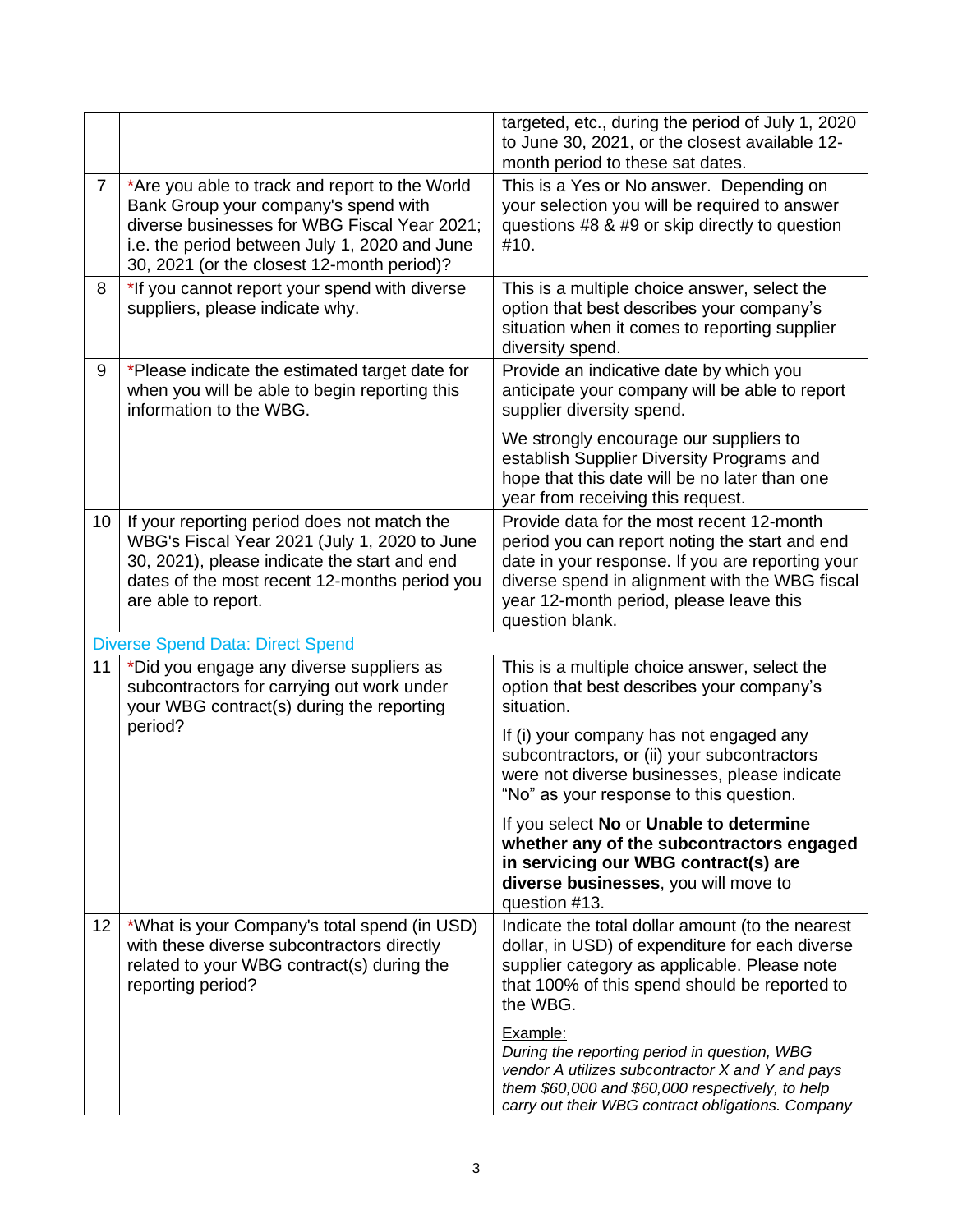| | | |
|---|---|---|
| | | targeted, etc., during the period of July 1, 2020 to June 30, 2021, or the closest available 12-month period to these sat dates. |
| 7 | *Are you able to track and report to the World Bank Group your company's spend with diverse businesses for WBG Fiscal Year 2021; i.e. the period between July 1, 2020 and June 30, 2021 (or the closest 12-month period)? | This is a Yes or No answer. Depending on your selection you will be required to answer questions #8 & #9 or skip directly to question #10. |
| 8 | *If you cannot report your spend with diverse suppliers, please indicate why. | This is a multiple choice answer, select the option that best describes your company's situation when it comes to reporting supplier diversity spend. |
| 9 | *Please indicate the estimated target date for when you will be able to begin reporting this information to the WBG. | Provide an indicative date by which you anticipate your company will be able to report supplier diversity spend.<br><br>We strongly encourage our suppliers to establish Supplier Diversity Programs and hope that this date will be no later than one year from receiving this request. |
| 10 | If your reporting period does not match the WBG's Fiscal Year 2021 (July 1, 2020 to June 30, 2021), please indicate the start and end dates of the most recent 12-months period you are able to report. | Provide data for the most recent 12-month period you can report noting the start and end date in your response. If you are reporting your diverse spend in alignment with the WBG fiscal year 12-month period, please leave this question blank. |
| **Diverse Spend Data: Direct Spend** | | |
| 11 | *Did you engage any diverse suppliers as subcontractors for carrying out work under your WBG contract(s) during the reporting period? | This is a multiple choice answer, select the option that best describes your company's situation.<br><br>If (i) your company has not engaged any subcontractors, or (ii) your subcontractors were not diverse businesses, please indicate "No" as your response to this question.<br><br>If you select **No** or **Unable to determine whether any of the subcontractors engaged in servicing our WBG contract(s) are diverse businesses**, you will move to question #13. |
| 12 | *What is your Company's total spend (in USD) with these diverse subcontractors directly related to your WBG contract(s) during the reporting period? | Indicate the total dollar amount (to the nearest dollar, in USD) of expenditure for each diverse supplier category as applicable. Please note that 100% of this spend should be reported to the WBG.<br><br>Example:<br>*During the reporting period in question, WBG vendor A utilizes subcontractor X and Y and pays them $60,000 and $60,000 respectively, to help carry out their WBG contract obligations. Company* |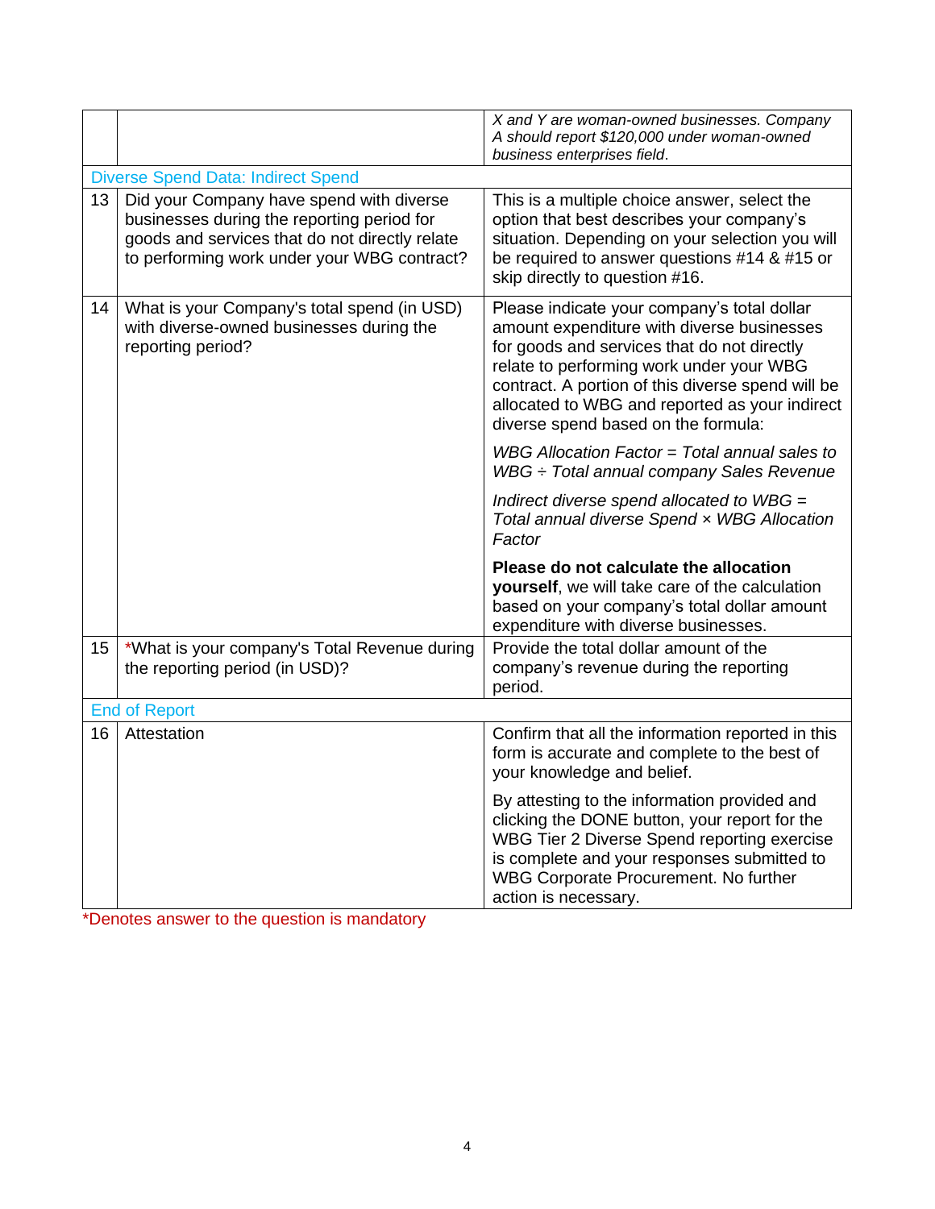| | | |
|---|---|---|
| | | *X and Y are woman-owned businesses. Company A should report $120,000 under woman-owned business enterprises field*. |
| **Diverse Spend Data: Indirect Spend** | | |
| 13 | Did your Company have spend with diverse businesses during the reporting period for goods and services that do not directly relate to performing work under your WBG contract? | This is a multiple choice answer, select the option that best describes your company's situation. Depending on your selection you will be required to answer questions #14 & #15 or skip directly to question #16. |
| 14 | What is your Company's total spend (in USD) with diverse-owned businesses during the reporting period? | Please indicate your company's total dollar amount expenditure with diverse businesses for goods and services that do not directly relate to performing work under your WBG contract. A portion of this diverse spend will be allocated to WBG and reported as your indirect diverse spend based on the formula:<br><br>*WBG Allocation Factor = Total annual sales to WBG ÷ Total annual company Sales Revenue*<br><br>*Indirect diverse spend allocated to WBG = Total annual diverse Spend × WBG Allocation Factor*<br><br>**Please do not calculate the allocation yourself**, we will take care of the calculation based on your company's total dollar amount expenditure with diverse businesses. |
| 15 | *What is your company's Total Revenue during the reporting period (in USD)? | Provide the total dollar amount of the company's revenue during the reporting period. |
| **End of Report** | | |
| 16 | Attestation | Confirm that all the information reported in this form is accurate and complete to the best of your knowledge and belief.<br><br>By attesting to the information provided and clicking the DONE button, your report for the WBG Tier 2 Diverse Spend reporting exercise is complete and your responses submitted to WBG Corporate Procurement. No further action is necessary. |

*Denotes answer to the question is mandatory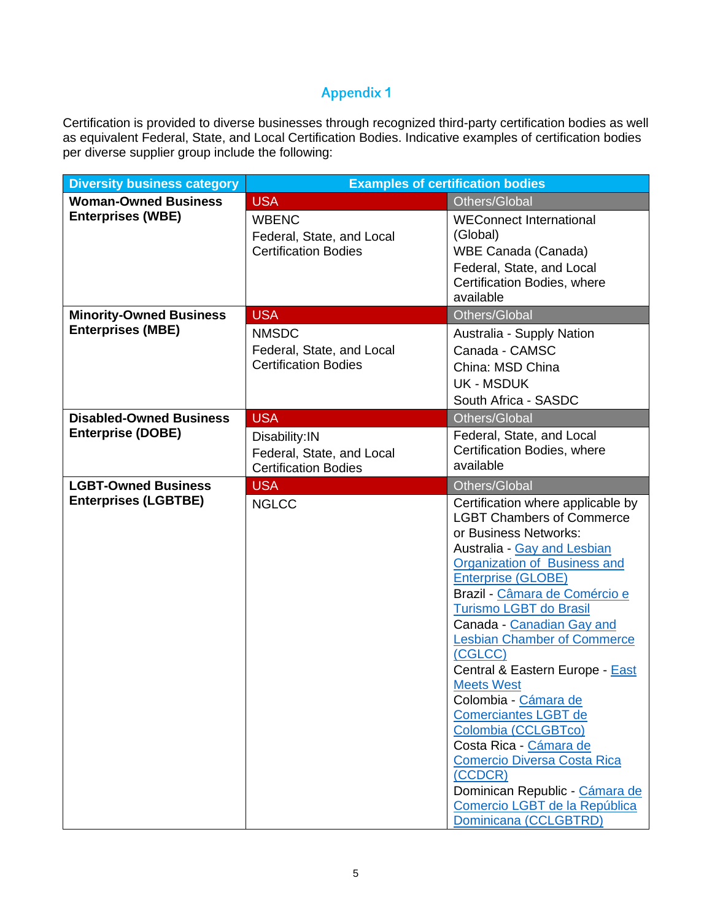## Appendix 1

Certification is provided to diverse businesses through recognized third-party certification bodies as well as equivalent Federal, State, and Local Certification Bodies. Indicative examples of certification bodies per diverse supplier group include the following:

| Diversity business category | Examples of certification bodies | |
|---|---|---|
| **Woman-Owned Business Enterprises (WBE)** | USA | Others/Global |
| | WBENC<br>Federal, State, and Local Certification Bodies | WEConnect International (Global)<br>WBE Canada (Canada)<br>Federal, State, and Local Certification Bodies, where available |
| **Minority-Owned Business Enterprises (MBE)** | USA | Others/Global |
| | NMSDC<br>Federal, State, and Local Certification Bodies | Australia - Supply Nation<br>Canada - CAMSC<br>China: MSD China<br>UK - MSDUK<br>South Africa - SASDC |
| **Disabled-Owned Business Enterprise (DOBE)** | USA | Others/Global |
| | Disability:IN<br>Federal, State, and Local Certification Bodies | Federal, State, and Local Certification Bodies, where available |
| **LGBT-Owned Business Enterprises (LGBTBE)** | USA | Others/Global |
| | NGLCC | Certification where applicable by LGBT Chambers of Commerce or Business Networks:<br>Australia - Gay and Lesbian Organization of Business and Enterprise (GLOBE)<br>Brazil - Câmara de Comércio e Turismo LGBT do Brasil<br>Canada - Canadian Gay and Lesbian Chamber of Commerce (CGLCC)<br>Central & Eastern Europe - East Meets West<br>Colombia - Cámara de Comerciantes LGBT de Colombia (CCLGBTco)<br>Costa Rica - Cámara de Comercio Diversa Costa Rica (CCDCR)<br>Dominican Republic - Cámara de Comercio LGBT de la República Dominicana (CCLGBTRD) |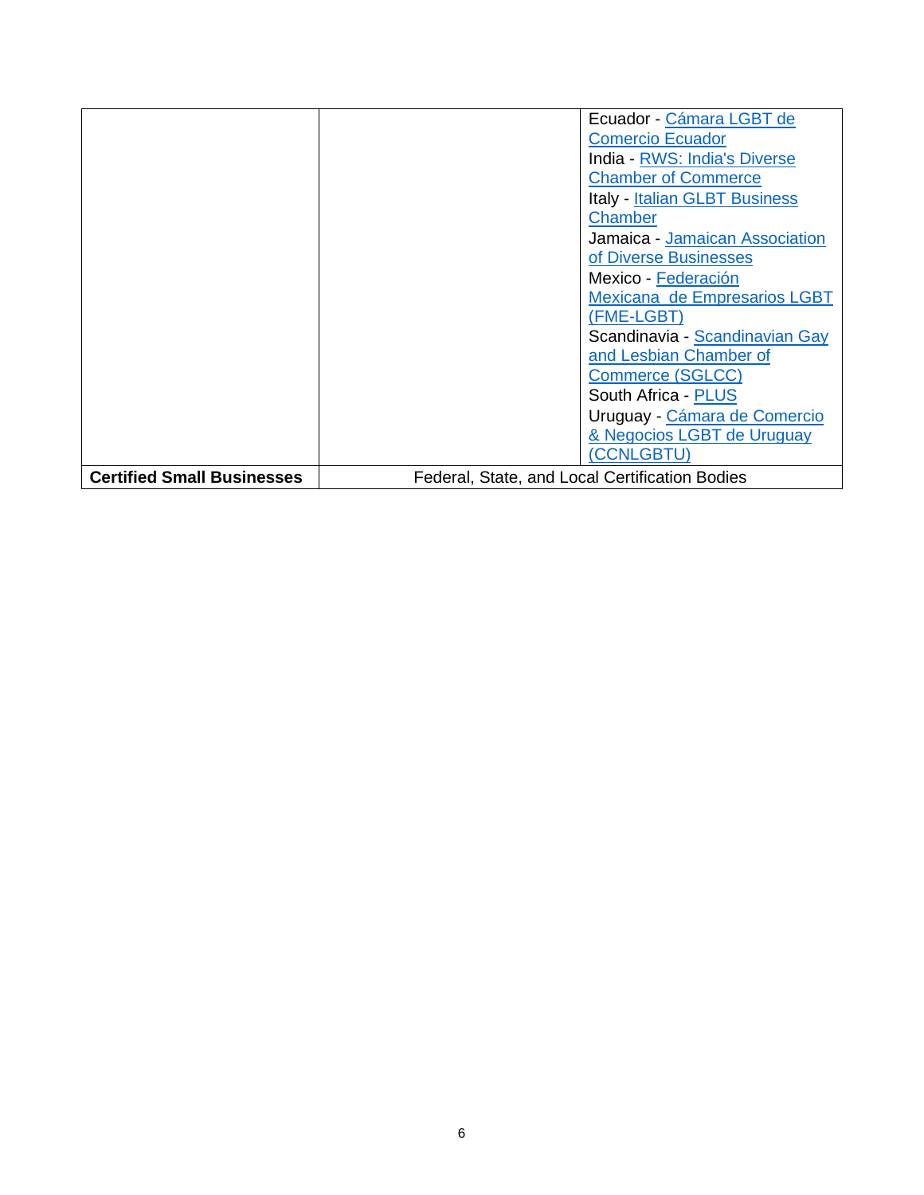| | | |
|---|---|---|
| | | Ecuador - Cámara LGBT de Comercio Ecuador<br>India - RWS: India's Diverse Chamber of Commerce<br>Italy - Italian GLBT Business Chamber<br>Jamaica - Jamaican Association of Diverse Businesses<br>Mexico - Federación Mexicana de Empresarios LGBT (FME-LGBT)<br>Scandinavia - Scandinavian Gay and Lesbian Chamber of Commerce (SGLCC)<br>South Africa - PLUS<br>Uruguay - Cámara de Comercio & Negocios LGBT de Uruguay (CCNLGBTU) |
| **Certified Small Businesses** | Federal, State, and Local Certification Bodies | |